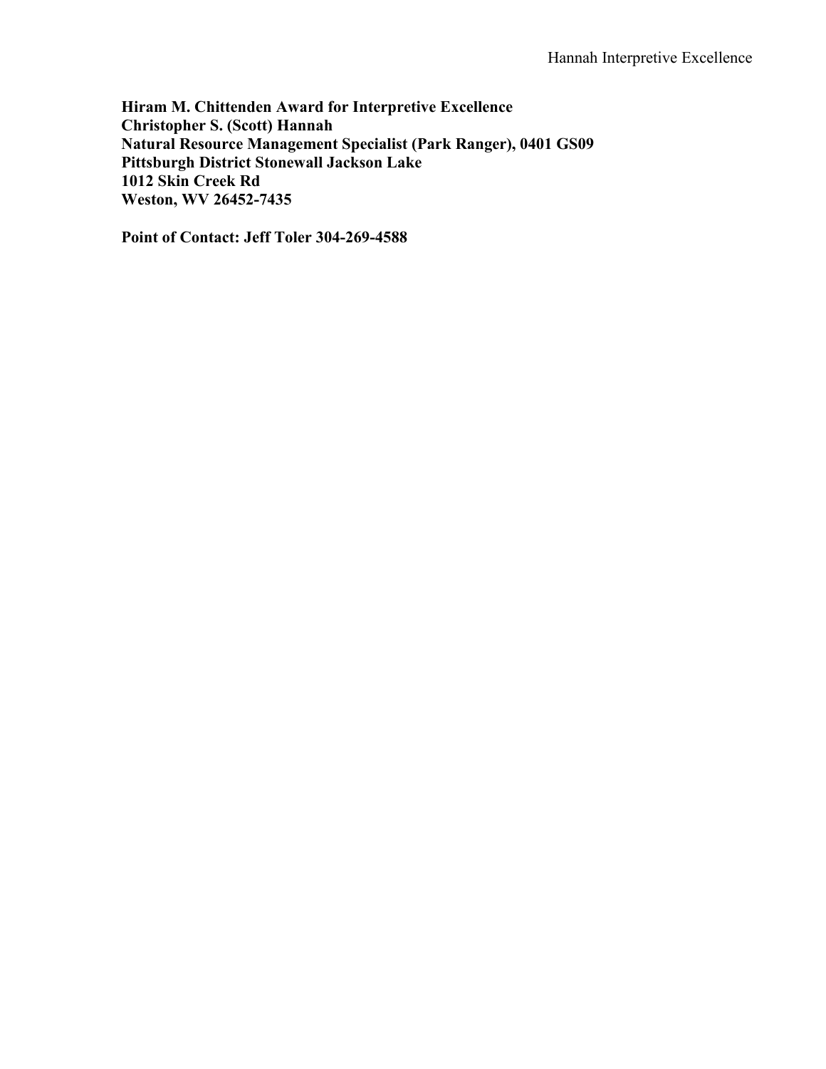**Hiram M. Chittenden Award for Interpretive Excellence**
**Christopher S. (Scott) Hannah**
**Natural Resource Management Specialist (Park Ranger), 0401 GS09**
**Pittsburgh District Stonewall Jackson Lake**
**1012 Skin Creek Rd**
**Weston, WV 26452-7435**

**Point of Contact: Jeff Toler 304-269-4588**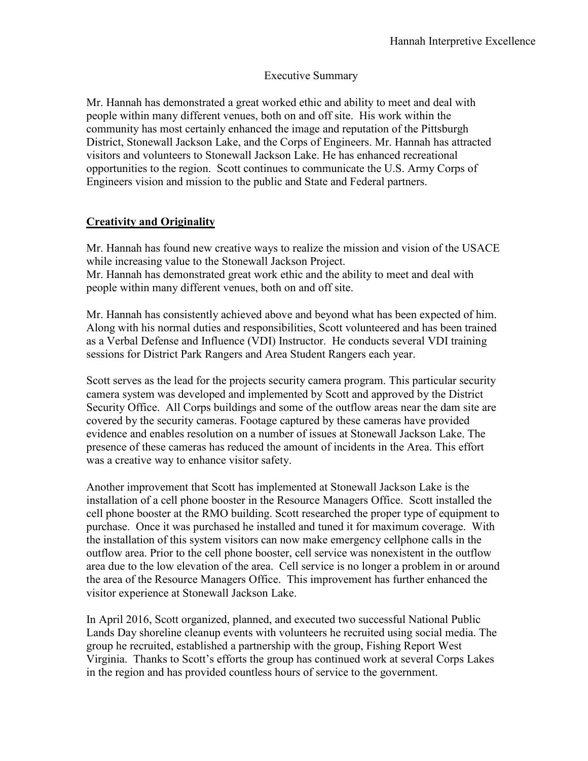Executive Summary

Mr. Hannah has demonstrated a great worked ethic and ability to meet and deal with people within many different venues, both on and off site. His work within the community has most certainly enhanced the image and reputation of the Pittsburgh District, Stonewall Jackson Lake, and the Corps of Engineers. Mr. Hannah has attracted visitors and volunteers to Stonewall Jackson Lake. He has enhanced recreational opportunities to the region. Scott continues to communicate the U.S. Army Corps of Engineers vision and mission to the public and State and Federal partners.

## Creativity and Originality

Mr. Hannah has found new creative ways to realize the mission and vision of the USACE while increasing value to the Stonewall Jackson Project.
Mr. Hannah has demonstrated great work ethic and the ability to meet and deal with people within many different venues, both on and off site.

Mr. Hannah has consistently achieved above and beyond what has been expected of him. Along with his normal duties and responsibilities, Scott volunteered and has been trained as a Verbal Defense and Influence (VDI) Instructor. He conducts several VDI training sessions for District Park Rangers and Area Student Rangers each year.

Scott serves as the lead for the projects security camera program. This particular security camera system was developed and implemented by Scott and approved by the District Security Office. All Corps buildings and some of the outflow areas near the dam site are covered by the security cameras. Footage captured by these cameras have provided evidence and enables resolution on a number of issues at Stonewall Jackson Lake. The presence of these cameras has reduced the amount of incidents in the Area. This effort was a creative way to enhance visitor safety.

Another improvement that Scott has implemented at Stonewall Jackson Lake is the installation of a cell phone booster in the Resource Managers Office. Scott installed the cell phone booster at the RMO building. Scott researched the proper type of equipment to purchase. Once it was purchased he installed and tuned it for maximum coverage. With the installation of this system visitors can now make emergency cellphone calls in the outflow area. Prior to the cell phone booster, cell service was nonexistent in the outflow area due to the low elevation of the area. Cell service is no longer a problem in or around the area of the Resource Managers Office. This improvement has further enhanced the visitor experience at Stonewall Jackson Lake.

In April 2016, Scott organized, planned, and executed two successful National Public Lands Day shoreline cleanup events with volunteers he recruited using social media. The group he recruited, established a partnership with the group, Fishing Report West Virginia. Thanks to Scott's efforts the group has continued work at several Corps Lakes in the region and has provided countless hours of service to the government.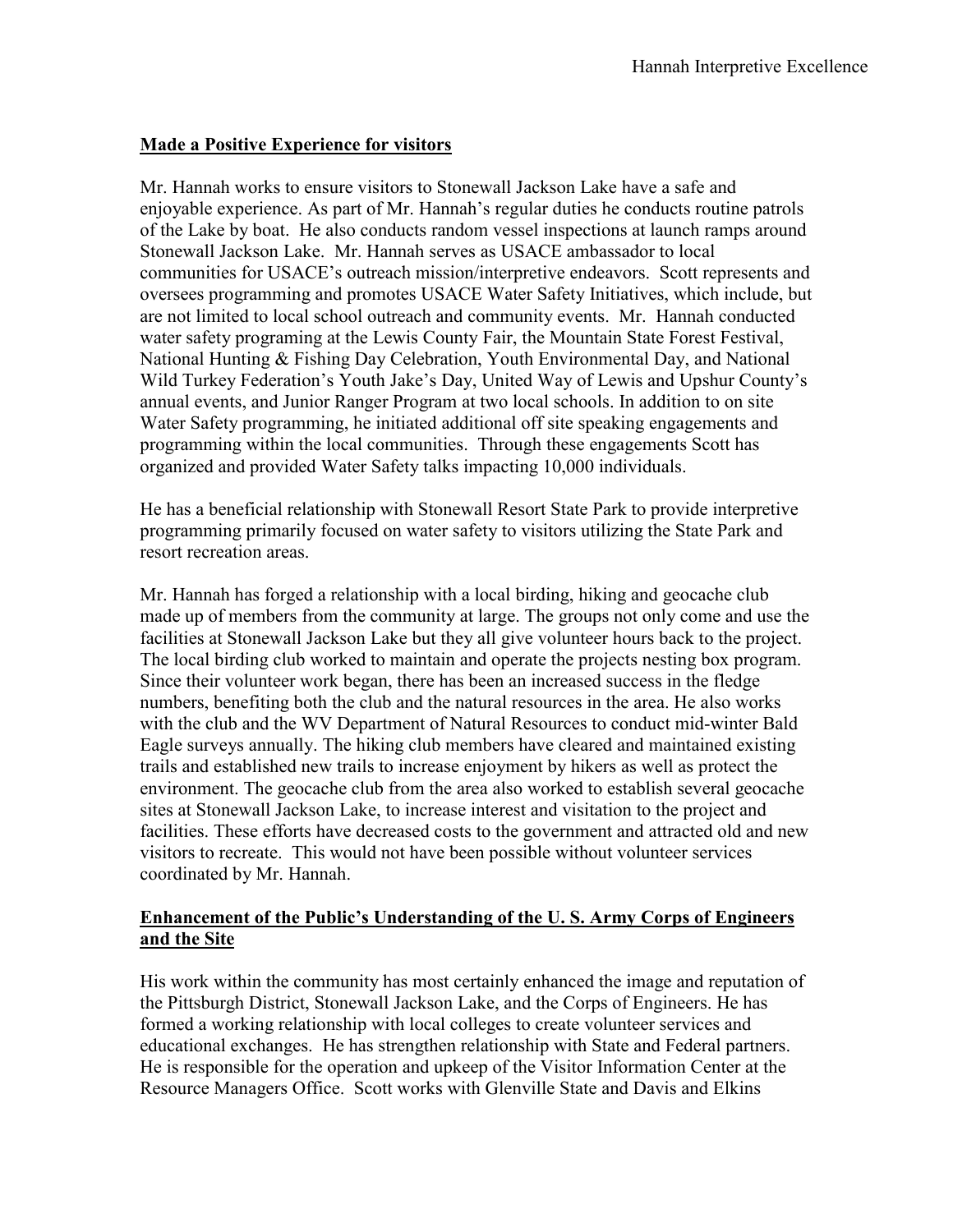**Made a Positive Experience for visitors**

Mr. Hannah works to ensure visitors to Stonewall Jackson Lake have a safe and enjoyable experience. As part of Mr. Hannah's regular duties he conducts routine patrols of the Lake by boat. He also conducts random vessel inspections at launch ramps around Stonewall Jackson Lake. Mr. Hannah serves as USACE ambassador to local communities for USACE's outreach mission/interpretive endeavors. Scott represents and oversees programming and promotes USACE Water Safety Initiatives, which include, but are not limited to local school outreach and community events. Mr. Hannah conducted water safety programing at the Lewis County Fair, the Mountain State Forest Festival, National Hunting & Fishing Day Celebration, Youth Environmental Day, and National Wild Turkey Federation's Youth Jake's Day, United Way of Lewis and Upshur County's annual events, and Junior Ranger Program at two local schools. In addition to on site Water Safety programming, he initiated additional off site speaking engagements and programming within the local communities. Through these engagements Scott has organized and provided Water Safety talks impacting 10,000 individuals.

He has a beneficial relationship with Stonewall Resort State Park to provide interpretive programming primarily focused on water safety to visitors utilizing the State Park and resort recreation areas.

Mr. Hannah has forged a relationship with a local birding, hiking and geocache club made up of members from the community at large. The groups not only come and use the facilities at Stonewall Jackson Lake but they all give volunteer hours back to the project. The local birding club worked to maintain and operate the projects nesting box program. Since their volunteer work began, there has been an increased success in the fledge numbers, benefiting both the club and the natural resources in the area. He also works with the club and the WV Department of Natural Resources to conduct mid-winter Bald Eagle surveys annually. The hiking club members have cleared and maintained existing trails and established new trails to increase enjoyment by hikers as well as protect the environment. The geocache club from the area also worked to establish several geocache sites at Stonewall Jackson Lake, to increase interest and visitation to the project and facilities. These efforts have decreased costs to the government and attracted old and new visitors to recreate. This would not have been possible without volunteer services coordinated by Mr. Hannah.

**Enhancement of the Public's Understanding of the U. S. Army Corps of Engineers and the Site**

His work within the community has most certainly enhanced the image and reputation of the Pittsburgh District, Stonewall Jackson Lake, and the Corps of Engineers. He has formed a working relationship with local colleges to create volunteer services and educational exchanges. He has strengthen relationship with State and Federal partners. He is responsible for the operation and upkeep of the Visitor Information Center at the Resource Managers Office. Scott works with Glenville State and Davis and Elkins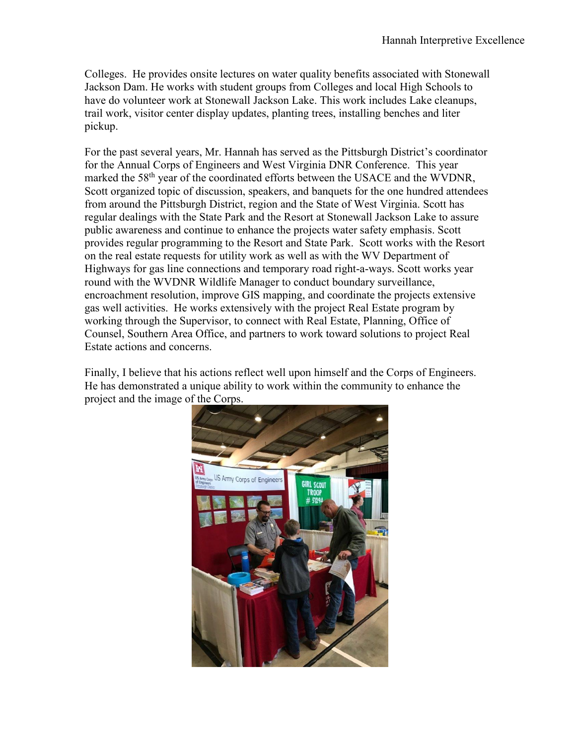Colleges. He provides onsite lectures on water quality benefits associated with Stonewall Jackson Dam. He works with student groups from Colleges and local High Schools to have do volunteer work at Stonewall Jackson Lake. This work includes Lake cleanups, trail work, visitor center display updates, planting trees, installing benches and liter pickup.

For the past several years, Mr. Hannah has served as the Pittsburgh District's coordinator for the Annual Corps of Engineers and West Virginia DNR Conference. This year marked the 58th year of the coordinated efforts between the USACE and the WVDNR, Scott organized topic of discussion, speakers, and banquets for the one hundred attendees from around the Pittsburgh District, region and the State of West Virginia. Scott has regular dealings with the State Park and the Resort at Stonewall Jackson Lake to assure public awareness and continue to enhance the projects water safety emphasis. Scott provides regular programming to the Resort and State Park. Scott works with the Resort on the real estate requests for utility work as well as with the WV Department of Highways for gas line connections and temporary road right-a-ways. Scott works year round with the WVDNR Wildlife Manager to conduct boundary surveillance, encroachment resolution, improve GIS mapping, and coordinate the projects extensive gas well activities. He works extensively with the project Real Estate program by working through the Supervisor, to connect with Real Estate, Planning, Office of Counsel, Southern Area Office, and partners to work toward solutions to project Real Estate actions and concerns.

Finally, I believe that his actions reflect well upon himself and the Corps of Engineers. He has demonstrated a unique ability to work within the community to enhance the project and the image of the Corps.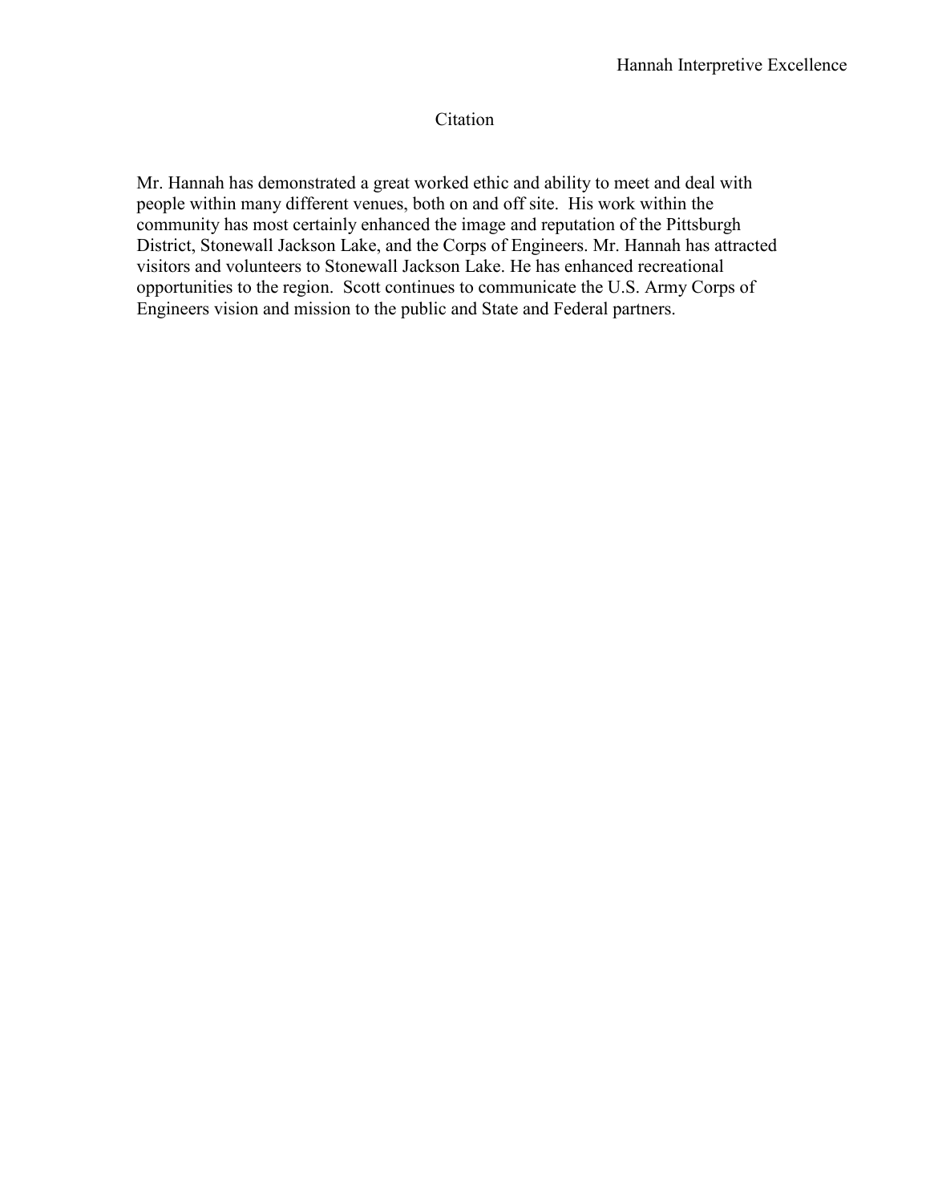## Citation

Mr. Hannah has demonstrated a great worked ethic and ability to meet and deal with people within many different venues, both on and off site. His work within the community has most certainly enhanced the image and reputation of the Pittsburgh District, Stonewall Jackson Lake, and the Corps of Engineers. Mr. Hannah has attracted visitors and volunteers to Stonewall Jackson Lake. He has enhanced recreational opportunities to the region. Scott continues to communicate the U.S. Army Corps of Engineers vision and mission to the public and State and Federal partners.